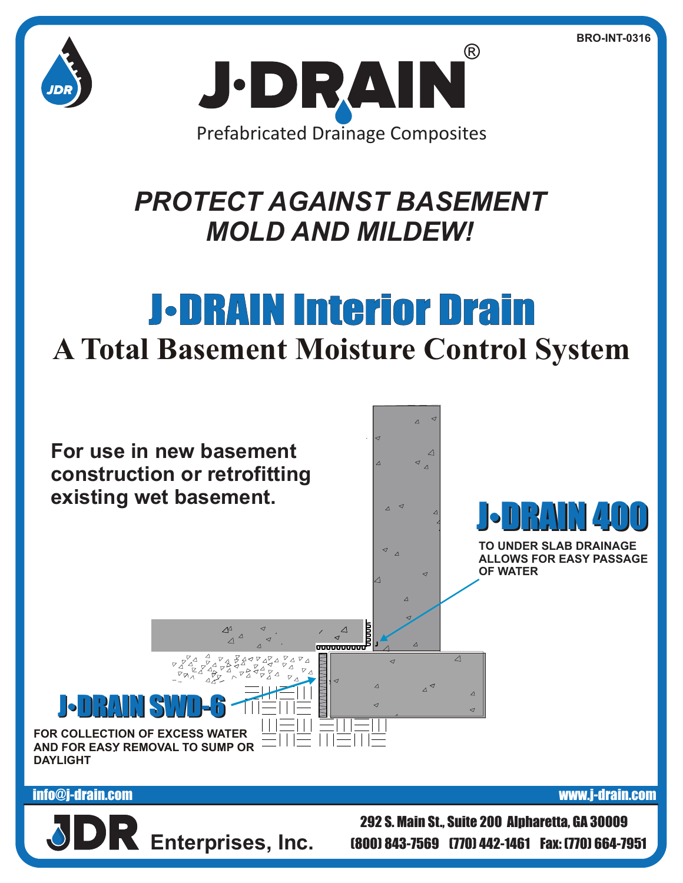BRO-INT-0316

# J·DRAIN®

Prefabricated Drainage Composites

## *PROTECT AGAINST BASEMENT MOLD AND MILDEW!*

# J•DRAIN Interior Drain

## A Total Basement Moisture Control System

**For use in new basement construction or retrofitting existing wet basement.**

### J•DRAIN 400

**TO UNDER SLAB DRAINAGE ALLOWS FOR EASY PASSAGE OF WATER**

### J•DRAIN SWD-6

**FOR COLLECTION OF EXCESS WATER AND FOR EASY REMOVAL TO SUMP OR DAYLIGHT**

info@j-drain.com

www.j-drain.com

**JDR Enterprises, Inc.**

292 S. Main St., Suite 200 Alpharetta, GA 30009

(800) 843-7569 (770) 442-1461 Fax: (770) 664-7951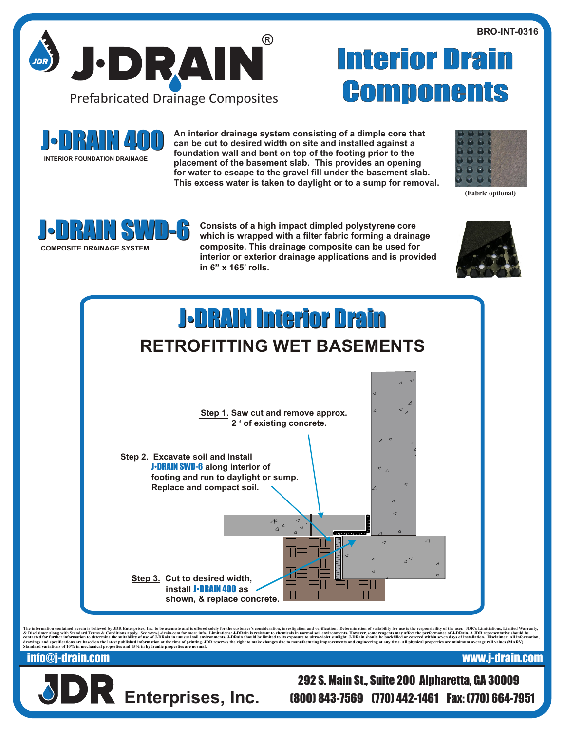BRO-INT-0316

# J·DRAIN®

Prefabricated Drainage Composites

# Interior Drain Components

## J·DRAIN 400

INTERIOR FOUNDATION DRAINAGE

**An interior drainage system consisting of a dimple core that can be cut to desired width on site and installed against a foundation wall and bent on top of the footing prior to the placement of the basement slab. This provides an opening for water to escape to the gravel fill under the basement slab. This excess water is taken to daylight or to a sump for removal.**

(Fabric optional)

## J·DRAIN SWD-6

COMPOSITE DRAINAGE SYSTEM

**Consists of a high impact dimpled polystyrene core which is wrapped with a filter fabric forming a drainage composite. This drainage composite can be used for interior or exterior drainage applications and is provided in 6" x 165' rolls.**

## J·DRAIN Interior Drain

### RETROFITTING WET BASEMENTS

**Step 1.** Saw cut and remove approx. 2 ' of existing concrete.

**Step 2.** Excavate soil and Install J·DRAIN SWD-6 along interior of footing and run to daylight or sump. Replace and compact soil.

**Step 3.** Cut to desired width, install J·DRAIN 400 as shown, & replace concrete.

The information contained herein is believed by JDR Enterprises, Inc. to be accurate and is offered solely for the customer's consideration, investigation and verification. Determination of suitability for use is the responsibility of the user. JDR's Limitiations, Limited Warranty, & Disclaimer along with Standard Terms & Conditions apply. See www.j-drain.com for more info. Limitations: J-DRain is resistant to chemicals in normal soil environments. However, some reagents may affect the performance of J-DRain. A JDR representative should be contacted for further information to determine the suitability of use of J-DRain in unusual soil environments. J-DRain should be limited to its exposure to ultra-violet sunlight. J-DRain should be backfilled or covered within seven days of installation. Disclaimer: All information, drawings and specifications are based on the latest published information at the time of printing. JDR reserves the right to make changes due to manufacturing improvements and engineering at any time. All physical properties are minimum average roll values (MARV). Standard variations of 10% in mechanical properties and 15% in hydraulic properties are normal.

info@j-drain.com

www.j-drain.com

**JDR Enterprises, Inc.**

292 S. Main St., Suite 200 Alpharetta, GA 30009

(800) 843-7569 (770) 442-1461 Fax: (770) 664-7951